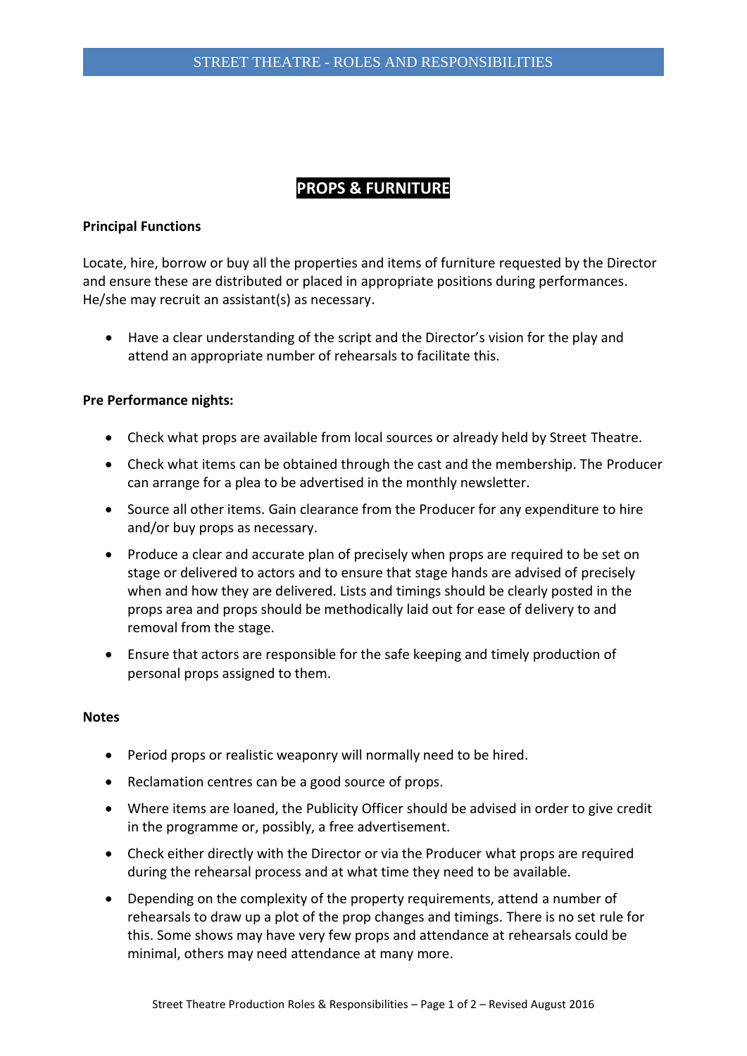# PROPS & FURNITURE

**Principal Functions**

Locate, hire, borrow or buy all the properties and items of furniture requested by the Director and ensure these are distributed or placed in appropriate positions during performances. He/she may recruit an assistant(s) as necessary.

- Have a clear understanding of the script and the Director's vision for the play and attend an appropriate number of rehearsals to facilitate this.

**Pre Performance nights:**

- Check what props are available from local sources or already held by Street Theatre.
- Check what items can be obtained through the cast and the membership. The Producer can arrange for a plea to be advertised in the monthly newsletter.
- Source all other items. Gain clearance from the Producer for any expenditure to hire and/or buy props as necessary.
- Produce a clear and accurate plan of precisely when props are required to be set on stage or delivered to actors and to ensure that stage hands are advised of precisely when and how they are delivered. Lists and timings should be clearly posted in the props area and props should be methodically laid out for ease of delivery to and removal from the stage.
- Ensure that actors are responsible for the safe keeping and timely production of personal props assigned to them.

**Notes**

- Period props or realistic weaponry will normally need to be hired.
- Reclamation centres can be a good source of props.
- Where items are loaned, the Publicity Officer should be advised in order to give credit in the programme or, possibly, a free advertisement.
- Check either directly with the Director or via the Producer what props are required during the rehearsal process and at what time they need to be available.
- Depending on the complexity of the property requirements, attend a number of rehearsals to draw up a plot of the prop changes and timings. There is no set rule for this. Some shows may have very few props and attendance at rehearsals could be minimal, others may need attendance at many more.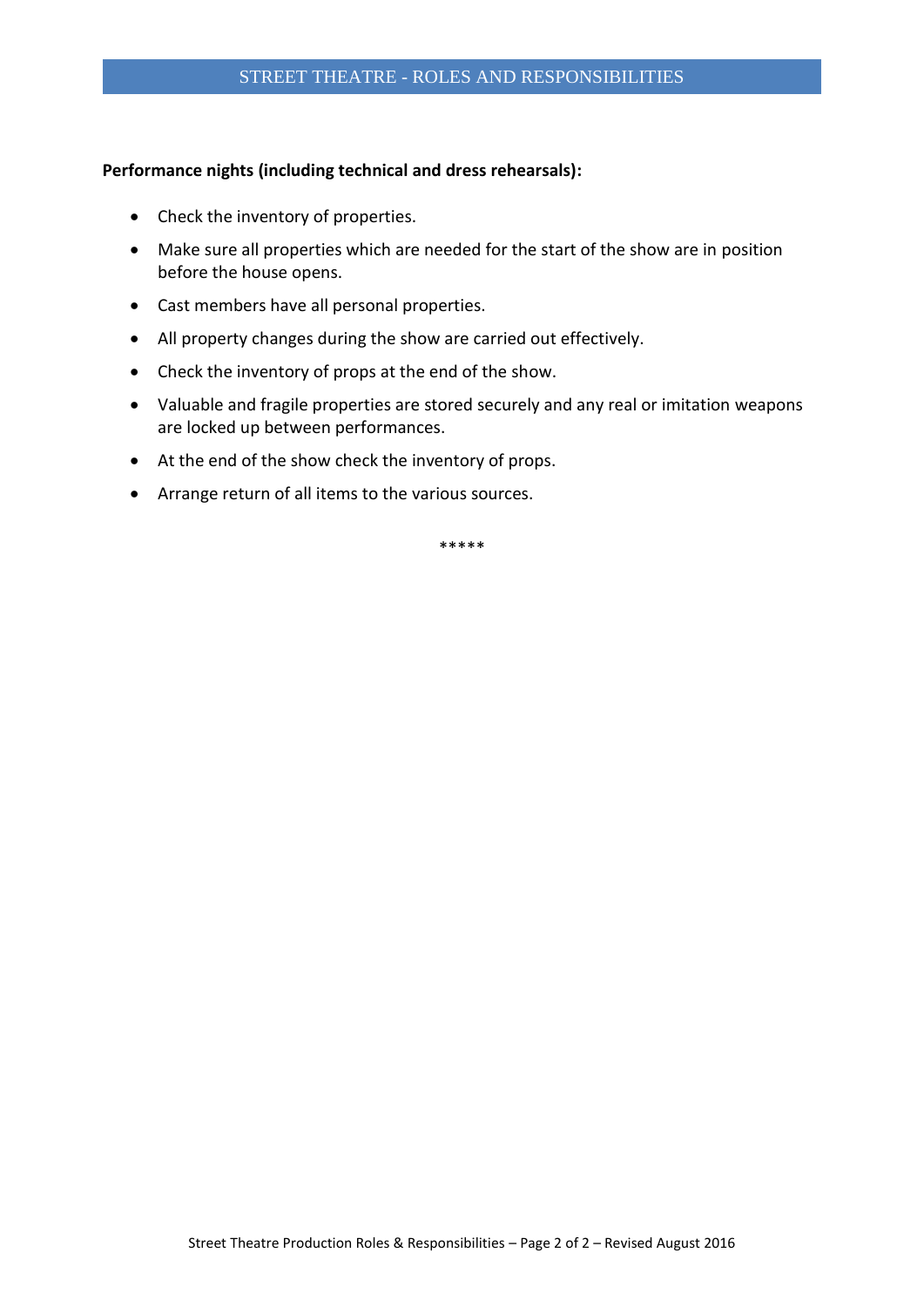**Performance nights (including technical and dress rehearsals):**

- Check the inventory of properties.
- Make sure all properties which are needed for the start of the show are in position before the house opens.
- Cast members have all personal properties.
- All property changes during the show are carried out effectively.
- Check the inventory of props at the end of the show.
- Valuable and fragile properties are stored securely and any real or imitation weapons are locked up between performances.
- At the end of the show check the inventory of props.
- Arrange return of all items to the various sources.

*****